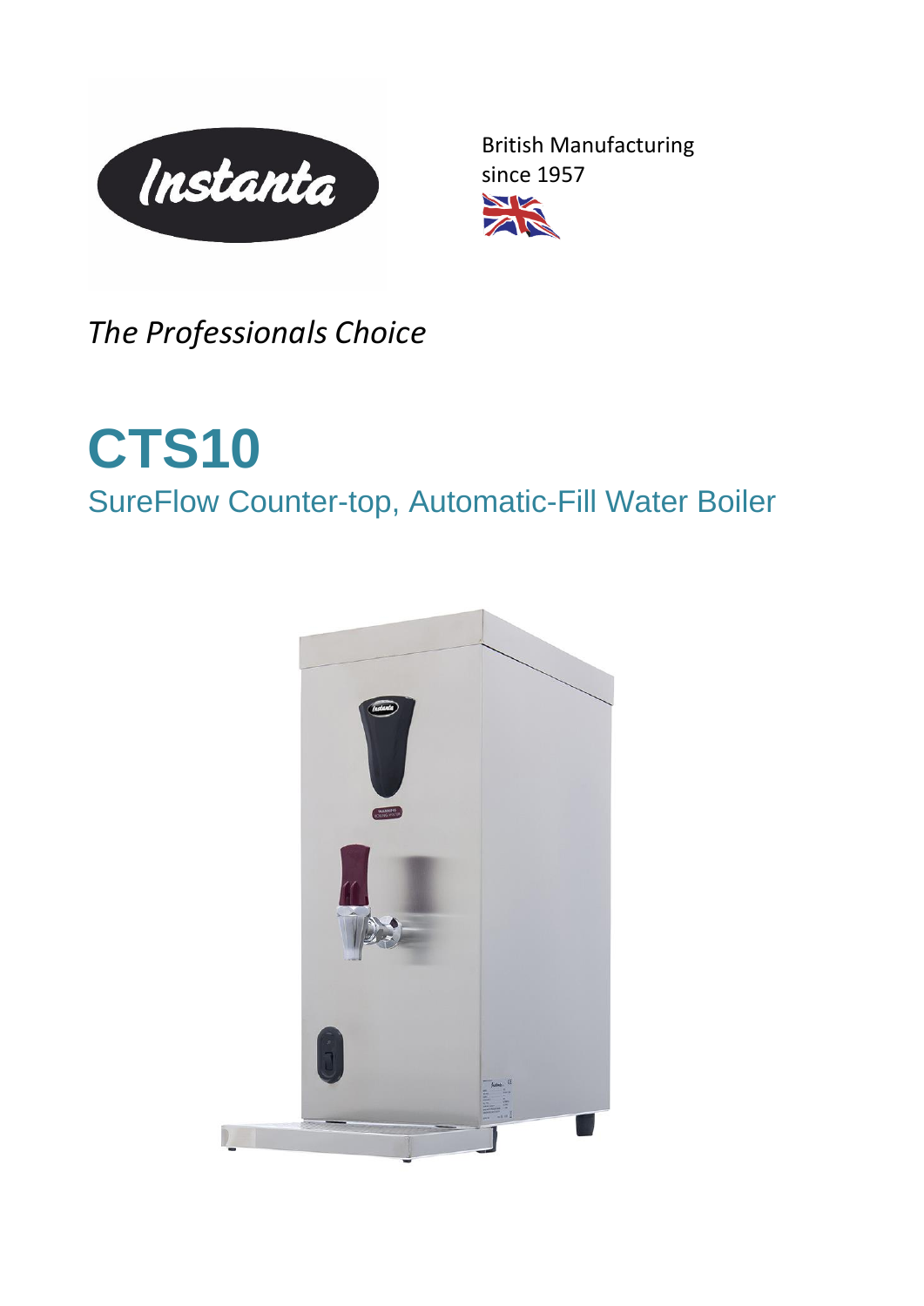Instanta

British Manufacturing since 1957

*The Professionals Choice*

# CTS10

## SureFlow Counter-top, Automatic-Fill Water Boiler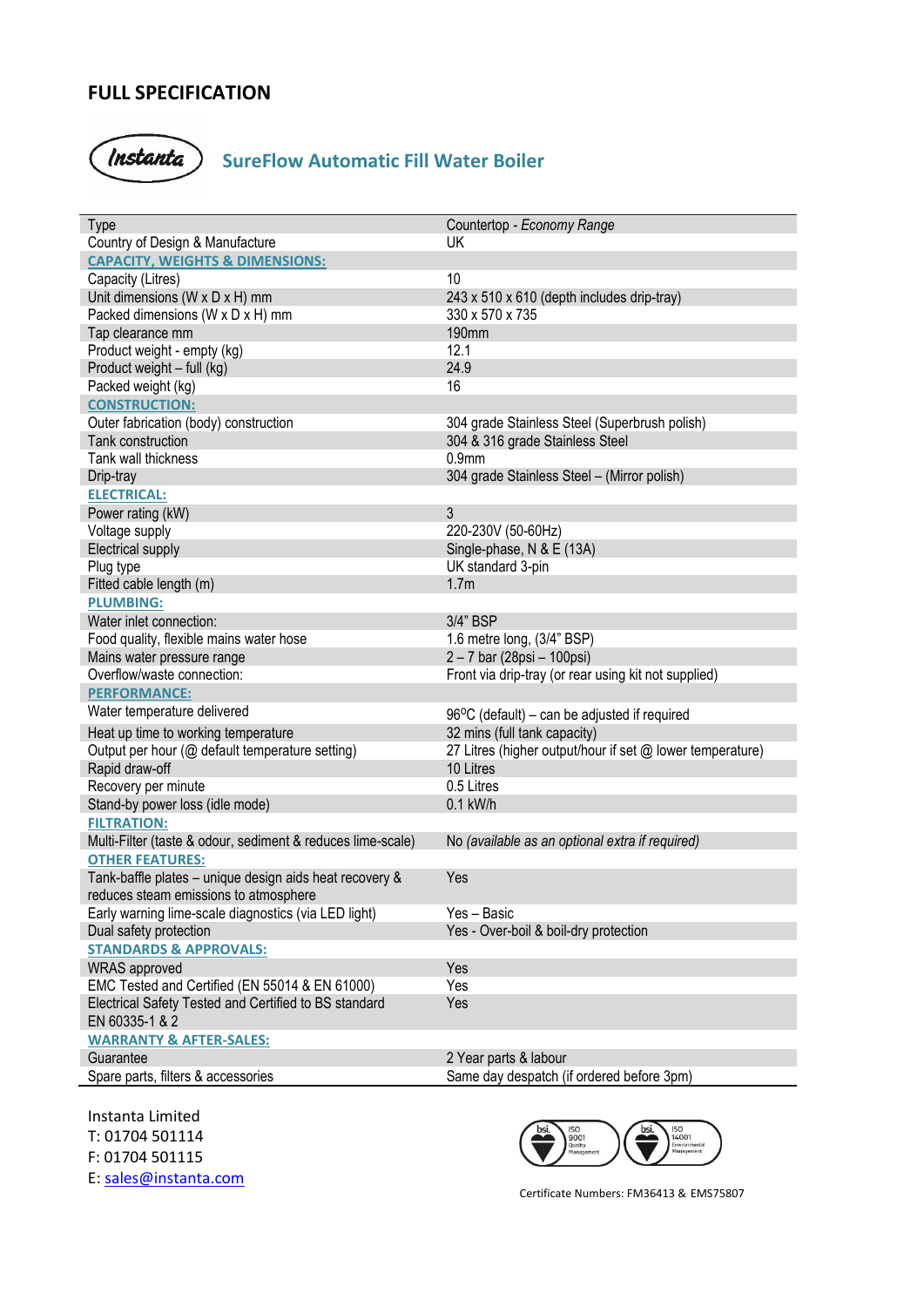# FULL SPECIFICATION

Instanta

## SureFlow Automatic Fill Water Boiler

| | |
|---|---|
| Type | Countertop - *Economy Range* |
| Country of Design & Manufacture | UK |
| **CAPACITY, WEIGHTS & DIMENSIONS:** | |
| Capacity (Litres) | 10 |
| Unit dimensions (W x D x H) mm | 243 x 510 x 610 (depth includes drip-tray) |
| Packed dimensions (W x D x H) mm | 330 x 570 x 735 |
| Tap clearance mm | 190mm |
| Product weight - empty (kg) | 12.1 |
| Product weight – full (kg) | 24.9 |
| Packed weight (kg) | 16 |
| **CONSTRUCTION:** | |
| Outer fabrication (body) construction | 304 grade Stainless Steel (Superbrush polish) |
| Tank construction | 304 & 316 grade Stainless Steel |
| Tank wall thickness | 0.9mm |
| Drip-tray | 304 grade Stainless Steel – (Mirror polish) |
| **ELECTRICAL:** | |
| Power rating (kW) | 3 |
| Voltage supply | 220-230V (50-60Hz) |
| Electrical supply | Single-phase, N & E (13A) |
| Plug type | UK standard 3-pin |
| Fitted cable length (m) | 1.7m |
| **PLUMBING:** | |
| Water inlet connection: | 3/4" BSP |
| Food quality, flexible mains water hose | 1.6 metre long, (3/4" BSP) |
| Mains water pressure range | 2 – 7 bar (28psi – 100psi) |
| Overflow/waste connection: | Front via drip-tray (or rear using kit not supplied) |
| **PERFORMANCE:** | |
| Water temperature delivered | 96ºC (default) – can be adjusted if required |
| Heat up time to working temperature | 32 mins (full tank capacity) |
| Output per hour (@ default temperature setting) | 27 Litres (higher output/hour if set @ lower temperature) |
| Rapid draw-off | 10 Litres |
| Recovery per minute | 0.5 Litres |
| Stand-by power loss (idle mode) | 0.1 kW/h |
| **FILTRATION:** | |
| Multi-Filter (taste & odour, sediment & reduces lime-scale) | No *(available as an optional extra if required)* |
| **OTHER FEATURES:** | |
| Tank-baffle plates – unique design aids heat recovery & reduces steam emissions to atmosphere | Yes |
| Early warning lime-scale diagnostics (via LED light) | Yes – Basic |
| Dual safety protection | Yes - Over-boil & boil-dry protection |
| **STANDARDS & APPROVALS:** | |
| WRAS approved | Yes |
| EMC Tested and Certified (EN 55014 & EN 61000) | Yes |
| Electrical Safety Tested and Certified to BS standard EN 60335-1 & 2 | Yes |
| **WARRANTY & AFTER-SALES:** | |
| Guarantee | 2 Year parts & labour |
| Spare parts, filters & accessories | Same day despatch (if ordered before 3pm) |

Instanta Limited
T: 01704 501114
F: 01704 501115
E: sales@instanta.com

bsi. ISO 9001 Quality Management
bsi. ISO 14001 Environmental Management

Certificate Numbers: FM36413 & EMS75807